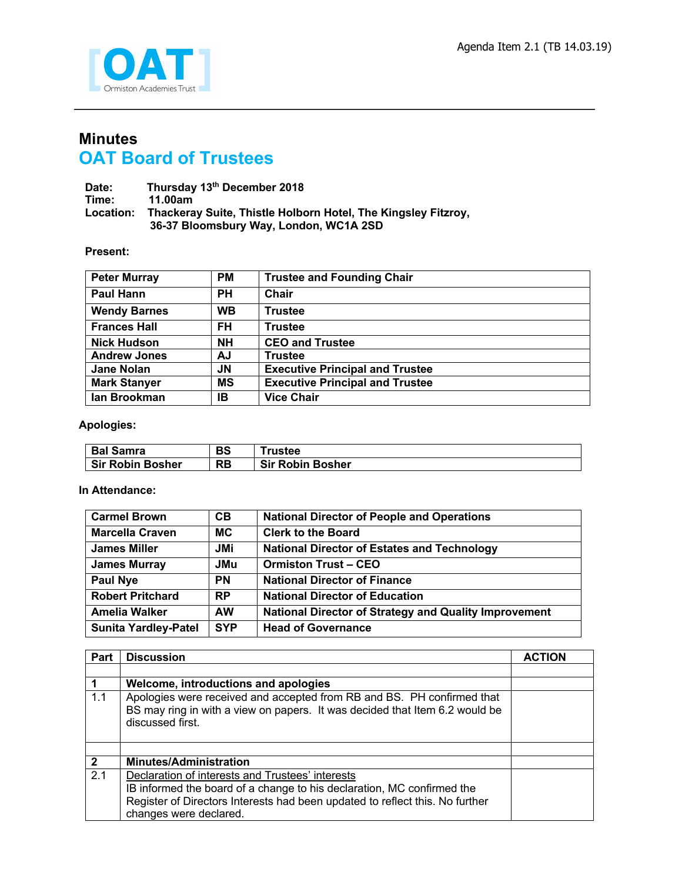Agenda Item 2.1 (TB 14.03.19)

[OAT] Ormiston Academies Trust

# Minutes
## OAT Board of Trustees

**Date:** Thursday 13th December 2018
**Time:** 11.00am
**Location:** Thackeray Suite, Thistle Holborn Hotel, The Kingsley Fitzroy, 36-37 Bloomsbury Way, London, WC1A 2SD

**Present:**

| Name | Initials | Role |
|---|---|---|
| Peter Murray | PM | Trustee and Founding Chair |
| Paul Hann | PH | Chair |
| Wendy Barnes | WB | Trustee |
| Frances Hall | FH | Trustee |
| Nick Hudson | NH | CEO and Trustee |
| Andrew Jones | AJ | Trustee |
| Jane Nolan | JN | Executive Principal and Trustee |
| Mark Stanyer | MS | Executive Principal and Trustee |
| Ian Brookman | IB | Vice Chair |

**Apologies:**

| Name | Initials | Role |
|---|---|---|
| Bal Samra | BS | Trustee |
| Sir Robin Bosher | RB | Sir Robin Bosher |

**In Attendance:**

| Name | Initials | Role |
|---|---|---|
| Carmel Brown | CB | National Director of People and Operations |
| Marcella Craven | MC | Clerk to the Board |
| James Miller | JMi | National Director of Estates and Technology |
| James Murray | JMu | Ormiston Trust – CEO |
| Paul Nye | PN | National Director of Finance |
| Robert Pritchard | RP | National Director of Education |
| Amelia Walker | AW | National Director of Strategy and Quality Improvement |
| Sunita Yardley-Patel | SYP | Head of Governance |

| Part | Discussion | ACTION |
|---|---|---|
| | | |
| **1** | **Welcome, introductions and apologies** | |
| 1.1 | Apologies were received and accepted from RB and BS. PH confirmed that BS may ring in with a view on papers. It was decided that Item 6.2 would be discussed first. | |
| | | |
| **2** | **Minutes/Administration** | |
| 2.1 | <u>Declaration of interests and Trustees' interests</u><br>IB informed the board of a change to his declaration, MC confirmed the Register of Directors Interests had been updated to reflect this. No further changes were declared. | |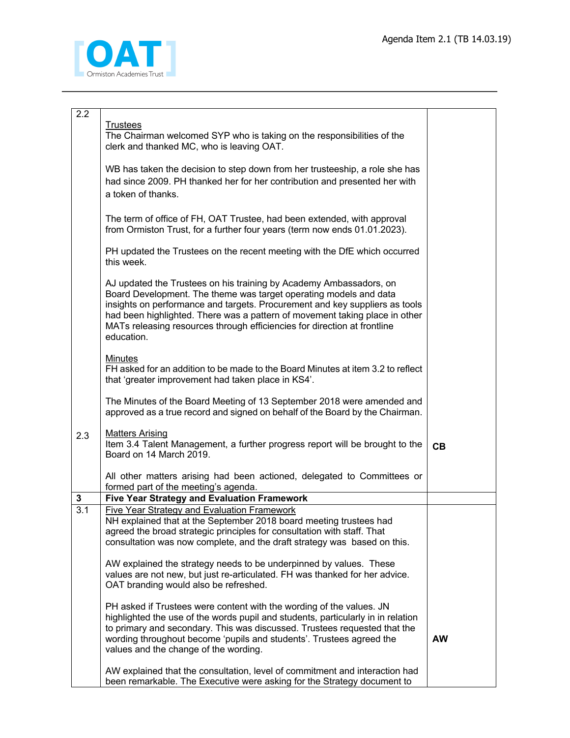| 2.2 | <u>Trustees</u><br>The Chairman welcomed SYP who is taking on the responsibilities of the clerk and thanked MC, who is leaving OAT.<br><br>WB has taken the decision to step down from her trusteeship, a role she has had since 2009. PH thanked her for her contribution and presented her with a token of thanks.<br><br>The term of office of FH, OAT Trustee, had been extended, with approval from Ormiston Trust, for a further four years (term now ends 01.01.2023).<br><br>PH updated the Trustees on the recent meeting with the DfE which occurred this week.<br><br>AJ updated the Trustees on his training by Academy Ambassadors, on Board Development. The theme was target operating models and data insights on performance and targets. Procurement and key suppliers as tools had been highlighted. There was a pattern of movement taking place in other MATs releasing resources through efficiencies for direction at frontline education.<br><br><u>Minutes</u><br>FH asked for an addition to be made to the Board Minutes at item 3.2 to reflect that 'greater improvement had taken place in KS4'.<br><br>The Minutes of the Board Meeting of 13 September 2018 were amended and approved as a true record and signed on behalf of the Board by the Chairman. | |
|---|---|---|
| 2.3 | <u>Matters Arising</u><br>Item 3.4 Talent Management, a further progress report will be brought to the Board on 14 March 2019.<br><br>All other matters arising had been actioned, delegated to Committees or formed part of the meeting's agenda. | **CB** |
| **3** | **Five Year Strategy and Evaluation Framework** | |
| 3.1 | <u>Five Year Strategy and Evaluation Framework</u><br>NH explained that at the September 2018 board meeting trustees had agreed the broad strategic principles for consultation with staff. That consultation was now complete, and the draft strategy was based on this.<br><br>AW explained the strategy needs to be underpinned by values. These values are not new, but just re-articulated. FH was thanked for her advice. OAT branding would also be refreshed.<br><br>PH asked if Trustees were content with the wording of the values. JN highlighted the use of the words pupil and students, particularly in in relation to primary and secondary. This was discussed. Trustees requested that the wording throughout become 'pupils and students'. Trustees agreed the values and the change of the wording.<br><br>AW explained that the consultation, level of commitment and interaction had been remarkable. The Executive were asking for the Strategy document to | **AW** |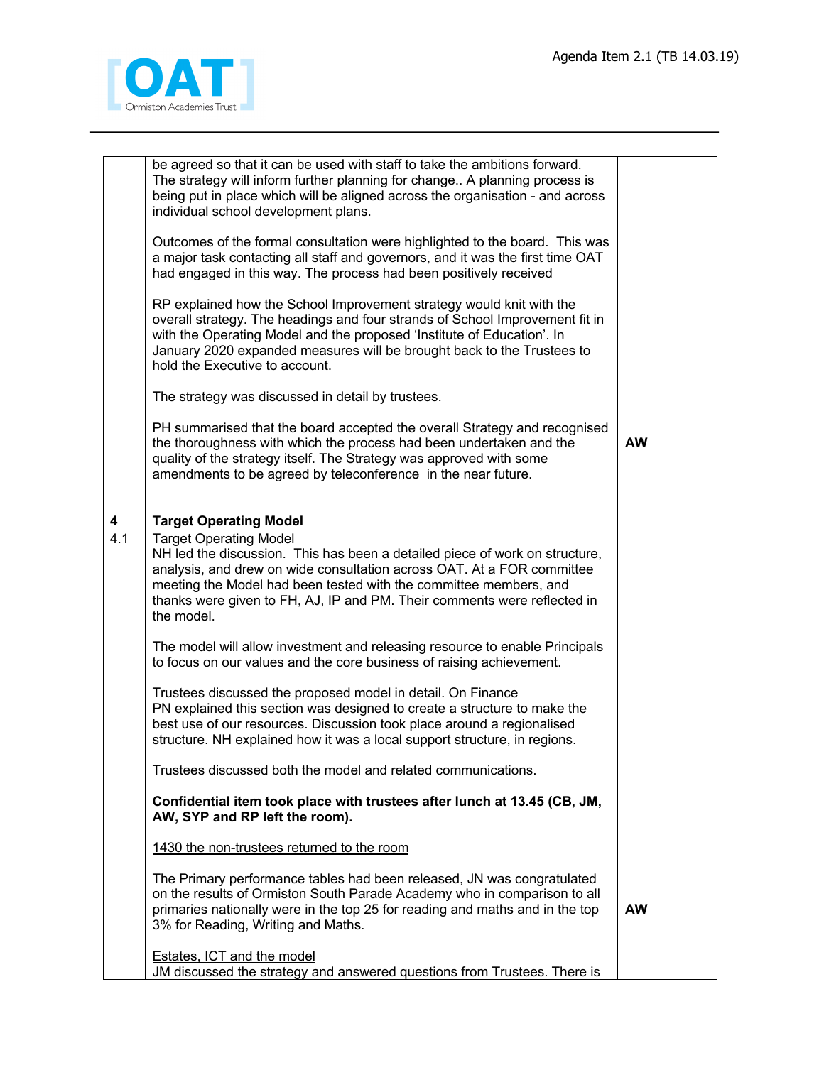| | | |
|---|---|---|
| | be agreed so that it can be used with staff to take the ambitions forward. The strategy will inform further planning for change.. A planning process is being put in place which will be aligned across the organisation - and across individual school development plans.<br><br>Outcomes of the formal consultation were highlighted to the board. This was a major task contacting all staff and governors, and it was the first time OAT had engaged in this way. The process had been positively received<br><br>RP explained how the School Improvement strategy would knit with the overall strategy. The headings and four strands of School Improvement fit in with the Operating Model and the proposed 'Institute of Education'. In January 2020 expanded measures will be brought back to the Trustees to hold the Executive to account.<br><br>The strategy was discussed in detail by trustees.<br><br>PH summarised that the board accepted the overall Strategy and recognised the thoroughness with which the process had been undertaken and the quality of the strategy itself. The Strategy was approved with some amendments to be agreed by teleconference in the near future. | **AW** |
| **4** | **Target Operating Model** | |
| 4.1 | Target Operating Model<br>NH led the discussion. This has been a detailed piece of work on structure, analysis, and drew on wide consultation across OAT. At a FOR committee meeting the Model had been tested with the committee members, and thanks were given to FH, AJ, IP and PM. Their comments were reflected in the model.<br><br>The model will allow investment and releasing resource to enable Principals to focus on our values and the core business of raising achievement.<br><br>Trustees discussed the proposed model in detail. On Finance PN explained this section was designed to create a structure to make the best use of our resources. Discussion took place around a regionalised structure. NH explained how it was a local support structure, in regions.<br><br>Trustees discussed both the model and related communications.<br><br>**Confidential item took place with trustees after lunch at 13.45 (CB, JM, AW, SYP and RP left the room).**<br><br>1430 the non-trustees returned to the room<br><br>The Primary performance tables had been released, JN was congratulated on the results of Ormiston South Parade Academy who in comparison to all primaries nationally were in the top 25 for reading and maths and in the top 3% for Reading, Writing and Maths.<br><br>Estates, ICT and the model<br>JM discussed the strategy and answered questions from Trustees. There is | **AW** |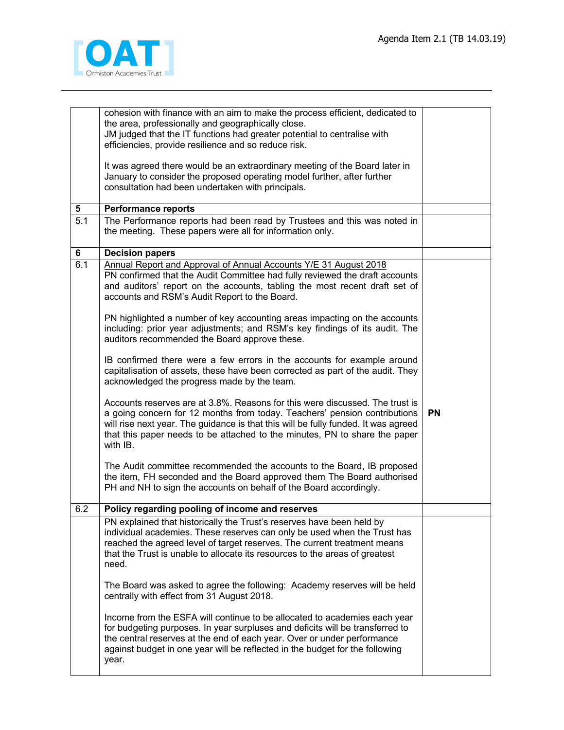| | | |
|---|---|---|
| | cohesion with finance with an aim to make the process efficient, dedicated to the area, professionally and geographically close.<br>JM judged that the IT functions had greater potential to centralise with efficiencies, provide resilience and so reduce risk.<br><br>It was agreed there would be an extraordinary meeting of the Board later in January to consider the proposed operating model further, after further consultation had been undertaken with principals. | |
| **5** | **Performance reports** | |
| 5.1 | The Performance reports had been read by Trustees and this was noted in the meeting. These papers were all for information only. | |
| **6** | **Decision papers** | |
| 6.1 | Annual Report and Approval of Annual Accounts Y/E 31 August 2018<br>PN confirmed that the Audit Committee had fully reviewed the draft accounts and auditors' report on the accounts, tabling the most recent draft set of accounts and RSM's Audit Report to the Board.<br><br>PN highlighted a number of key accounting areas impacting on the accounts including: prior year adjustments; and RSM's key findings of its audit. The auditors recommended the Board approve these.<br><br>IB confirmed there were a few errors in the accounts for example around capitalisation of assets, these have been corrected as part of the audit. They acknowledged the progress made by the team.<br><br>Accounts reserves are at 3.8%. Reasons for this were discussed. The trust is a going concern for 12 months from today. Teachers' pension contributions will rise next year. The guidance is that this will be fully funded. It was agreed that this paper needs to be attached to the minutes, PN to share the paper with IB.<br><br>The Audit committee recommended the accounts to the Board, IB proposed the item, FH seconded and the Board approved them The Board authorised PH and NH to sign the accounts on behalf of the Board accordingly. | **PN** |
| 6.2 | **Policy regarding pooling of income and reserves** | |
| | PN explained that historically the Trust's reserves have been held by individual academies. These reserves can only be used when the Trust has reached the agreed level of target reserves. The current treatment means that the Trust is unable to allocate its resources to the areas of greatest need.<br><br>The Board was asked to agree the following: Academy reserves will be held centrally with effect from 31 August 2018.<br><br>Income from the ESFA will continue to be allocated to academies each year for budgeting purposes. In year surpluses and deficits will be transferred to the central reserves at the end of each year. Over or under performance against budget in one year will be reflected in the budget for the following year. | |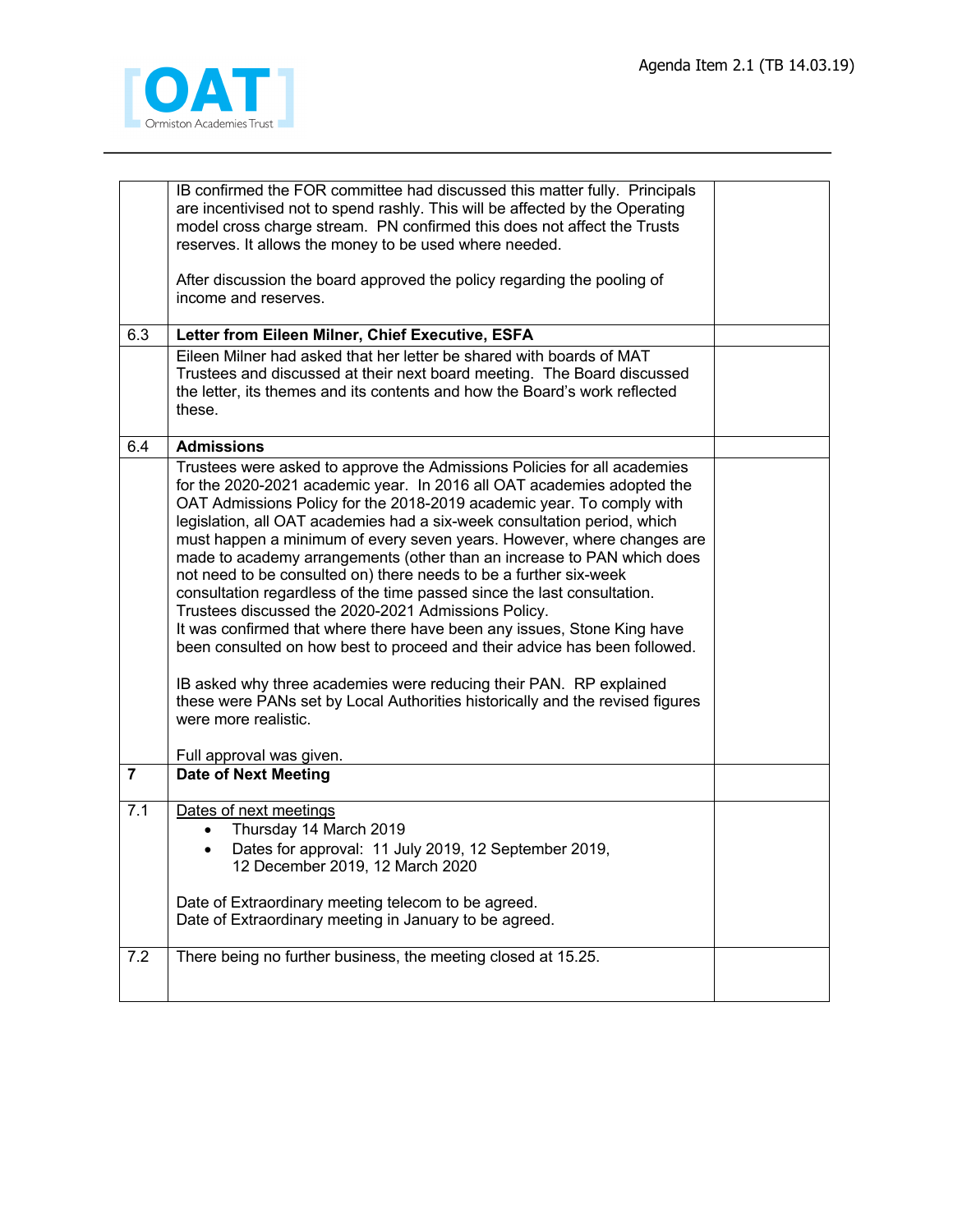| | | |
|---|---|---|
| | IB confirmed the FOR committee had discussed this matter fully. Principals are incentivised not to spend rashly. This will be affected by the Operating model cross charge stream. PN confirmed this does not affect the Trusts reserves. It allows the money to be used where needed.<br><br>After discussion the board approved the policy regarding the pooling of income and reserves. | |
| 6.3 | **Letter from Eileen Milner, Chief Executive, ESFA** | |
| | Eileen Milner had asked that her letter be shared with boards of MAT Trustees and discussed at their next board meeting. The Board discussed the letter, its themes and its contents and how the Board's work reflected these. | |
| 6.4 | **Admissions** | |
| | Trustees were asked to approve the Admissions Policies for all academies for the 2020-2021 academic year. In 2016 all OAT academies adopted the OAT Admissions Policy for the 2018-2019 academic year. To comply with legislation, all OAT academies had a six-week consultation period, which must happen a minimum of every seven years. However, where changes are made to academy arrangements (other than an increase to PAN which does not need to be consulted on) there needs to be a further six-week consultation regardless of the time passed since the last consultation. Trustees discussed the 2020-2021 Admissions Policy.<br>It was confirmed that where there have been any issues, Stone King have been consulted on how best to proceed and their advice has been followed.<br><br>IB asked why three academies were reducing their PAN. RP explained these were PANs set by Local Authorities historically and the revised figures were more realistic.<br><br>Full approval was given. | |
| **7** | **Date of Next Meeting** | |
| 7.1 | Dates of next meetings<br>• Thursday 14 March 2019<br>• Dates for approval: 11 July 2019, 12 September 2019, 12 December 2019, 12 March 2020<br><br>Date of Extraordinary meeting telecom to be agreed.<br>Date of Extraordinary meeting in January to be agreed. | |
| 7.2 | There being no further business, the meeting closed at 15.25. | |